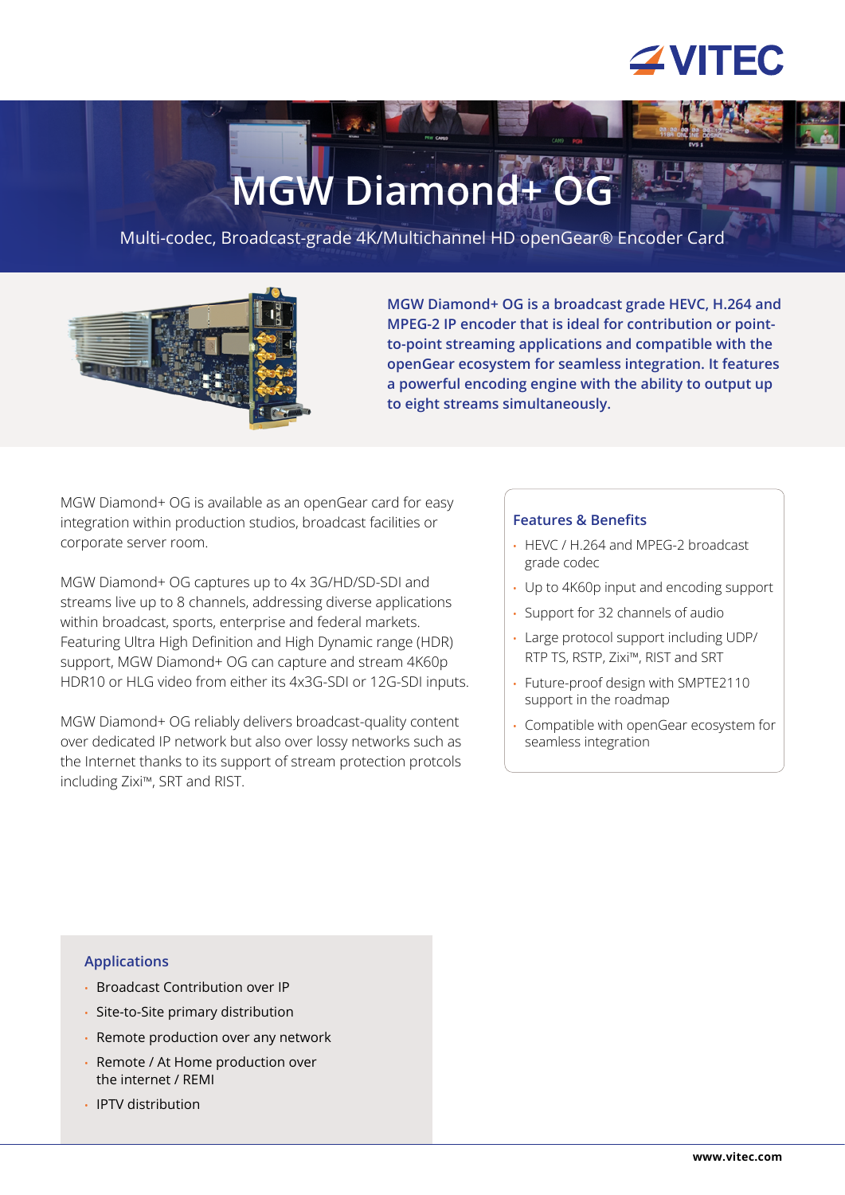VITEC

# MGW Diamond+ OG

Multi-codec, Broadcast-grade 4K/Multichannel HD openGear® Encoder Card

**MGW Diamond+ OG is a broadcast grade HEVC, H.264 and MPEG-2 IP encoder that is ideal for contribution or point-to-point streaming applications and compatible with the openGear ecosystem for seamless integration. It features a powerful encoding engine with the ability to output up to eight streams simultaneously.**

MGW Diamond+ OG is available as an openGear card for easy integration within production studios, broadcast facilities or corporate server room.

MGW Diamond+ OG captures up to 4x 3G/HD/SD-SDI and streams live up to 8 channels, addressing diverse applications within broadcast, sports, enterprise and federal markets. Featuring Ultra High Definition and High Dynamic range (HDR) support, MGW Diamond+ OG can capture and stream 4K60p HDR10 or HLG video from either its 4x3G-SDI or 12G-SDI inputs.

MGW Diamond+ OG reliably delivers broadcast-quality content over dedicated IP network but also over lossy networks such as the Internet thanks to its support of stream protection protcols including Zixi™, SRT and RIST.

### Features & Benefits

- HEVC / H.264 and MPEG-2 broadcast grade codec
- Up to 4K60p input and encoding support
- Support for 32 channels of audio
- Large protocol support including UDP/ RTP TS, RSTP, Zixi™, RIST and SRT
- Future-proof design with SMPTE2110 support in the roadmap
- Compatible with openGear ecosystem for seamless integration

### Applications

- Broadcast Contribution over IP
- Site-to-Site primary distribution
- Remote production over any network
- Remote / At Home production over the internet / REMI
- IPTV distribution

www.vitec.com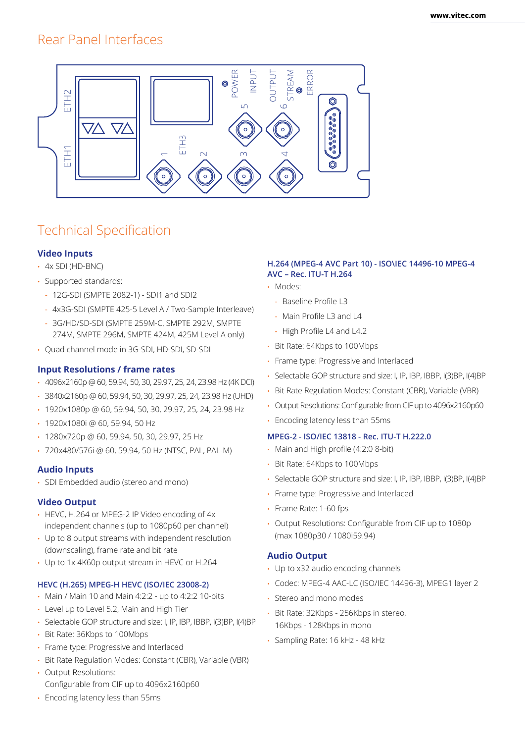## Rear Panel Interfaces

## Technical Specification

### Video Inputs

- 4x SDI (HD-BNC)
- Supported standards:
  - 12G-SDI (SMPTE 2082-1) - SDI1 and SDI2
  - 4x3G-SDI (SMPTE 425-5 Level A / Two-Sample Interleave)
  - 3G/HD/SD-SDI (SMPTE 259M-C, SMPTE 292M, SMPTE 274M, SMPTE 296M, SMPTE 424M, 425M Level A only)
- Quad channel mode in 3G-SDI, HD-SDI, SD-SDI

### Input Resolutions / frame rates

- 4096x2160p @ 60, 59.94, 50, 30, 29.97, 25, 24, 23.98 Hz (4K DCI)
- 3840x2160p @ 60, 59.94, 50, 30, 29.97, 25, 24, 23.98 Hz (UHD)
- 1920x1080p @ 60, 59.94, 50, 30, 29.97, 25, 24, 23.98 Hz
- 1920x1080i @ 60, 59.94, 50 Hz
- 1280x720p @ 60, 59.94, 50, 30, 29.97, 25 Hz
- 720x480/576i @ 60, 59.94, 50 Hz (NTSC, PAL, PAL-M)

### Audio Inputs

- SDI Embedded audio (stereo and mono)

### Video Output

- HEVC, H.264 or MPEG-2 IP Video encoding of 4x independent channels (up to 1080p60 per channel)
- Up to 8 output streams with independent resolution (downscaling), frame rate and bit rate
- Up to 1x 4K60p output stream in HEVC or H.264

#### HEVC (H.265) MPEG-H HEVC (ISO/IEC 23008-2)

- Main / Main 10 and Main 4:2:2 - up to 4:2:2 10-bits
- Level up to Level 5.2, Main and High Tier
- Selectable GOP structure and size: I, IP, IBP, IBBP, I(3)BP, I(4)BP
- Bit Rate: 36Kbps to 100Mbps
- Frame type: Progressive and Interlaced
- Bit Rate Regulation Modes: Constant (CBR), Variable (VBR)
- Output Resolutions: Configurable from CIF up to 4096x2160p60
- Encoding latency less than 55ms

#### H.264 (MPEG-4 AVC Part 10) - ISO\IEC 14496-10 MPEG-4 AVC – Rec. ITU-T H.264

- Modes:
  - Baseline Profile L3
  - Main Profile L3 and L4
  - High Profile L4 and L4.2
- Bit Rate: 64Kbps to 100Mbps
- Frame type: Progressive and Interlaced
- Selectable GOP structure and size: I, IP, IBP, IBBP, I(3)BP, I(4)BP
- Bit Rate Regulation Modes: Constant (CBR), Variable (VBR)
- Output Resolutions: Configurable from CIF up to 4096x2160p60
- Encoding latency less than 55ms

#### MPEG-2 - ISO/IEC 13818 - Rec. ITU-T H.222.0

- Main and High profile (4:2:0 8-bit)
- Bit Rate: 64Kbps to 100Mbps
- Selectable GOP structure and size: I, IP, IBP, IBBP, I(3)BP, I(4)BP
- Frame type: Progressive and Interlaced
- Frame Rate: 1-60 fps
- Output Resolutions: Configurable from CIF up to 1080p (max 1080p30 / 1080i59.94)

### Audio Output

- Up to x32 audio encoding channels
- Codec: MPEG-4 AAC-LC (ISO/IEC 14496-3), MPEG1 layer 2
- Stereo and mono modes
- Bit Rate: 32Kbps - 256Kbps in stereo, 16Kbps - 128Kbps in mono
- Sampling Rate: 16 kHz - 48 kHz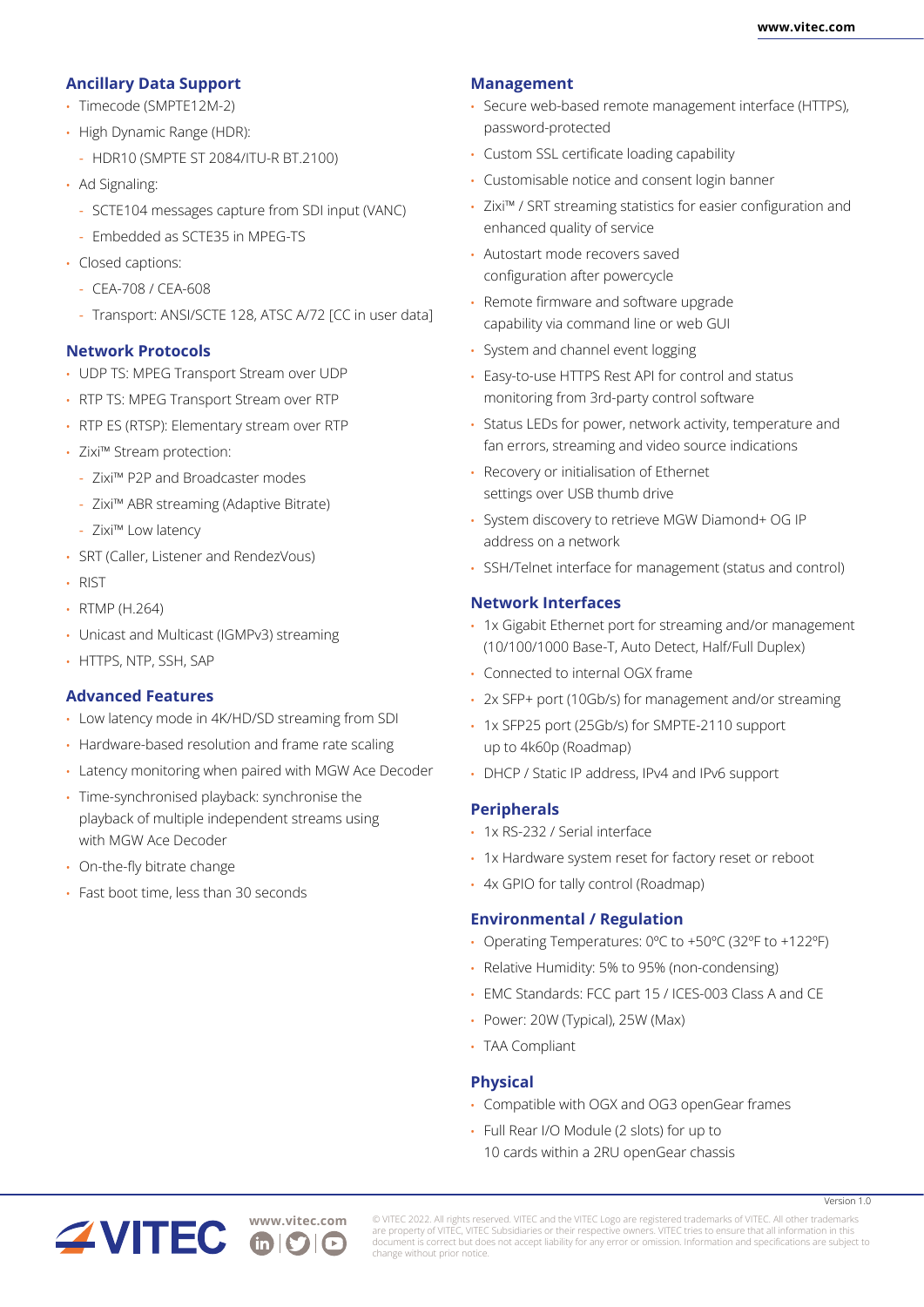## Ancillary Data Support

- Timecode (SMPTE12M-2)
- High Dynamic Range (HDR):
  - HDR10 (SMPTE ST 2084/ITU-R BT.2100)
- Ad Signaling:
  - SCTE104 messages capture from SDI input (VANC)
  - Embedded as SCTE35 in MPEG-TS
- Closed captions:
  - CEA-708 / CEA-608
  - Transport: ANSI/SCTE 128, ATSC A/72 [CC in user data]

## Network Protocols

- UDP TS: MPEG Transport Stream over UDP
- RTP TS: MPEG Transport Stream over RTP
- RTP ES (RTSP): Elementary stream over RTP
- Zixi™ Stream protection:
  - Zixi™ P2P and Broadcaster modes
  - Zixi™ ABR streaming (Adaptive Bitrate)
  - Zixi™ Low latency
- SRT (Caller, Listener and RendezVous)
- RIST
- RTMP (H.264)
- Unicast and Multicast (IGMPv3) streaming
- HTTPS, NTP, SSH, SAP

## Advanced Features

- Low latency mode in 4K/HD/SD streaming from SDI
- Hardware-based resolution and frame rate scaling
- Latency monitoring when paired with MGW Ace Decoder
- Time-synchronised playback: synchronise the playback of multiple independent streams using with MGW Ace Decoder
- On-the-fly bitrate change
- Fast boot time, less than 30 seconds

## Management

- Secure web-based remote management interface (HTTPS), password-protected
- Custom SSL certificate loading capability
- Customisable notice and consent login banner
- Zixi™ / SRT streaming statistics for easier configuration and enhanced quality of service
- Autostart mode recovers saved configuration after powercycle
- Remote firmware and software upgrade capability via command line or web GUI
- System and channel event logging
- Easy-to-use HTTPS Rest API for control and status monitoring from 3rd-party control software
- Status LEDs for power, network activity, temperature and fan errors, streaming and video source indications
- Recovery or initialisation of Ethernet settings over USB thumb drive
- System discovery to retrieve MGW Diamond+ OG IP address on a network
- SSH/Telnet interface for management (status and control)

## Network Interfaces

- 1x Gigabit Ethernet port for streaming and/or management (10/100/1000 Base-T, Auto Detect, Half/Full Duplex)
- Connected to internal OGX frame
- 2x SFP+ port (10Gb/s) for management and/or streaming
- 1x SFP25 port (25Gb/s) for SMPTE-2110 support up to 4k60p (Roadmap)
- DHCP / Static IP address, IPv4 and IPv6 support

## Peripherals

- 1x RS-232 / Serial interface
- 1x Hardware system reset for factory reset or reboot
- 4x GPIO for tally control (Roadmap)

## Environmental / Regulation

- Operating Temperatures: 0ºC to +50ºC (32ºF to +122ºF)
- Relative Humidity: 5% to 95% (non-condensing)
- EMC Standards: FCC part 15 / ICES-003 Class A and CE
- Power: 20W (Typical), 25W (Max)
- TAA Compliant

## Physical

- Compatible with OGX and OG3 openGear frames
- Full Rear I/O Module (2 slots) for up to 10 cards within a 2RU openGear chassis

Version 1.0

© VITEC 2022. All rights reserved. VITEC and the VITEC Logo are registered trademarks of VITEC. All other trademarks are property of VITEC, VITEC Subsidiaries or their respective owners. VITEC tries to ensure that all information in this document is correct but does not accept liability for any error or omission. Information and specifications are subject to change without prior notice.